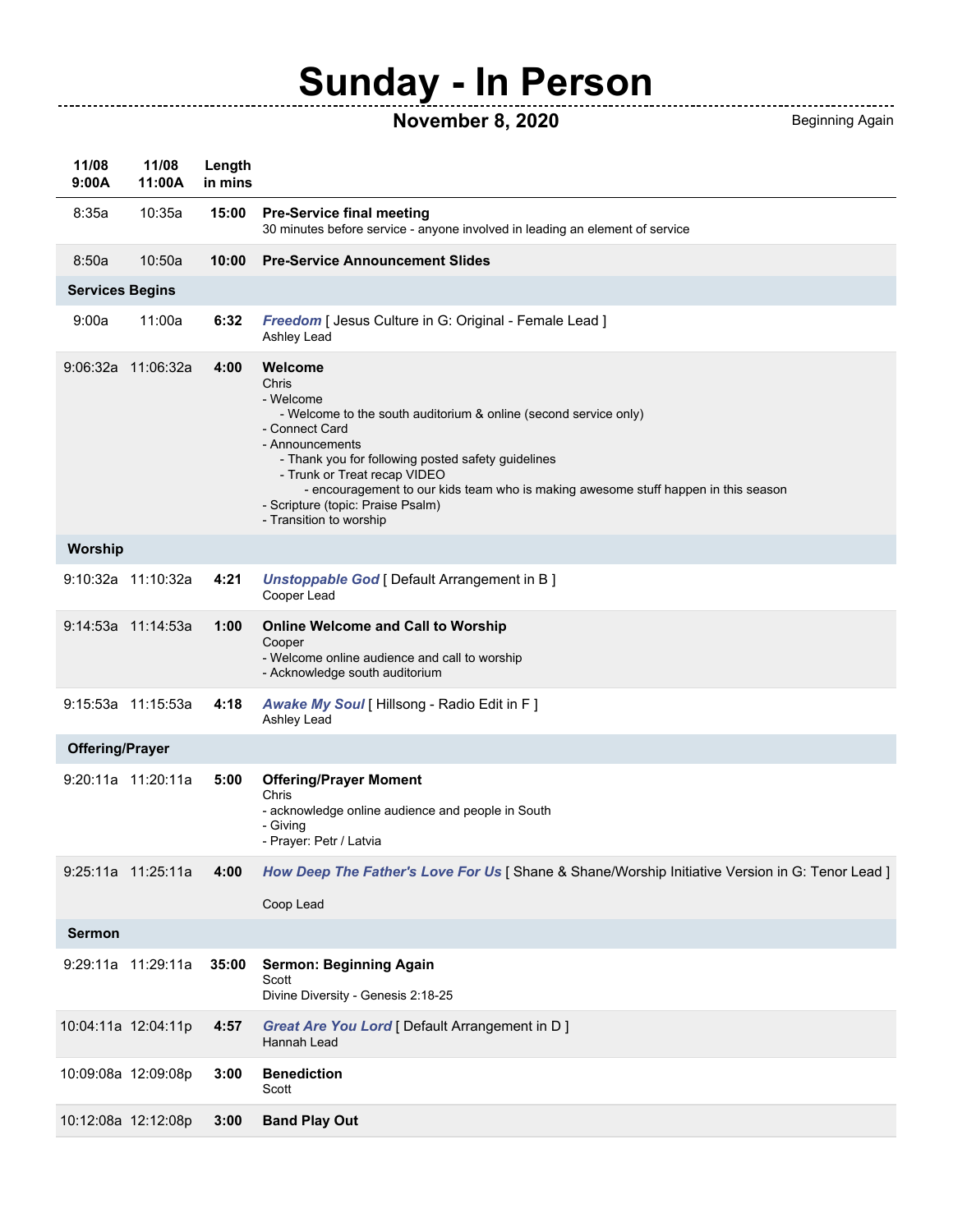# Sunday - In Person

**November 8, 2020** — Beginning Again

| 11/08 9:00A | 11/08 11:00A | Length in mins | |
|---|---|---|---|
| 8:35a | 10:35a | **15:00** | **Pre-Service final meeting**<br>30 minutes before service - anyone involved in leading an element of service |
| 8:50a | 10:50a | **10:00** | **Pre-Service Announcement Slides** |
| **Services Begins** | | | |
| 9:00a | 11:00a | **6:32** | ***Freedom*** [ Jesus Culture in G: Original - Female Lead ]<br>Ashley Lead |
| 9:06:32a | 11:06:32a | **4:00** | **Welcome**<br>Chris<br>- Welcome<br>&nbsp;&nbsp;- Welcome to the south auditorium & online (second service only)<br>- Connect Card<br>- Announcements<br>&nbsp;&nbsp;- Thank you for following posted safety guidelines<br>&nbsp;&nbsp;- Trunk or Treat recap VIDEO<br>&nbsp;&nbsp;&nbsp;&nbsp;- encouragement to our kids team who is making awesome stuff happen in this season<br>- Scripture (topic: Praise Psalm)<br>- Transition to worship |
| **Worship** | | | |
| 9:10:32a | 11:10:32a | **4:21** | ***Unstoppable God*** [ Default Arrangement in B ]<br>Cooper Lead |
| 9:14:53a | 11:14:53a | **1:00** | **Online Welcome and Call to Worship**<br>Cooper<br>- Welcome online audience and call to worship<br>- Acknowledge south auditorium |
| 9:15:53a | 11:15:53a | **4:18** | ***Awake My Soul*** [ Hillsong - Radio Edit in F ]<br>Ashley Lead |
| **Offering/Prayer** | | | |
| 9:20:11a | 11:20:11a | **5:00** | **Offering/Prayer Moment**<br>Chris<br>- acknowledge online audience and people in South<br>- Giving<br>- Prayer: Petr / Latvia |
| 9:25:11a | 11:25:11a | **4:00** | ***How Deep The Father's Love For Us*** [ Shane & Shane/Worship Initiative Version in G: Tenor Lead ]<br>Coop Lead |
| **Sermon** | | | |
| 9:29:11a | 11:29:11a | **35:00** | **Sermon: Beginning Again**<br>Scott<br>Divine Diversity - Genesis 2:18-25 |
| 10:04:11a | 12:04:11p | **4:57** | ***Great Are You Lord*** [ Default Arrangement in D ]<br>Hannah Lead |
| 10:09:08a | 12:09:08p | **3:00** | **Benediction**<br>Scott |
| 10:12:08a | 12:12:08p | **3:00** | **Band Play Out** |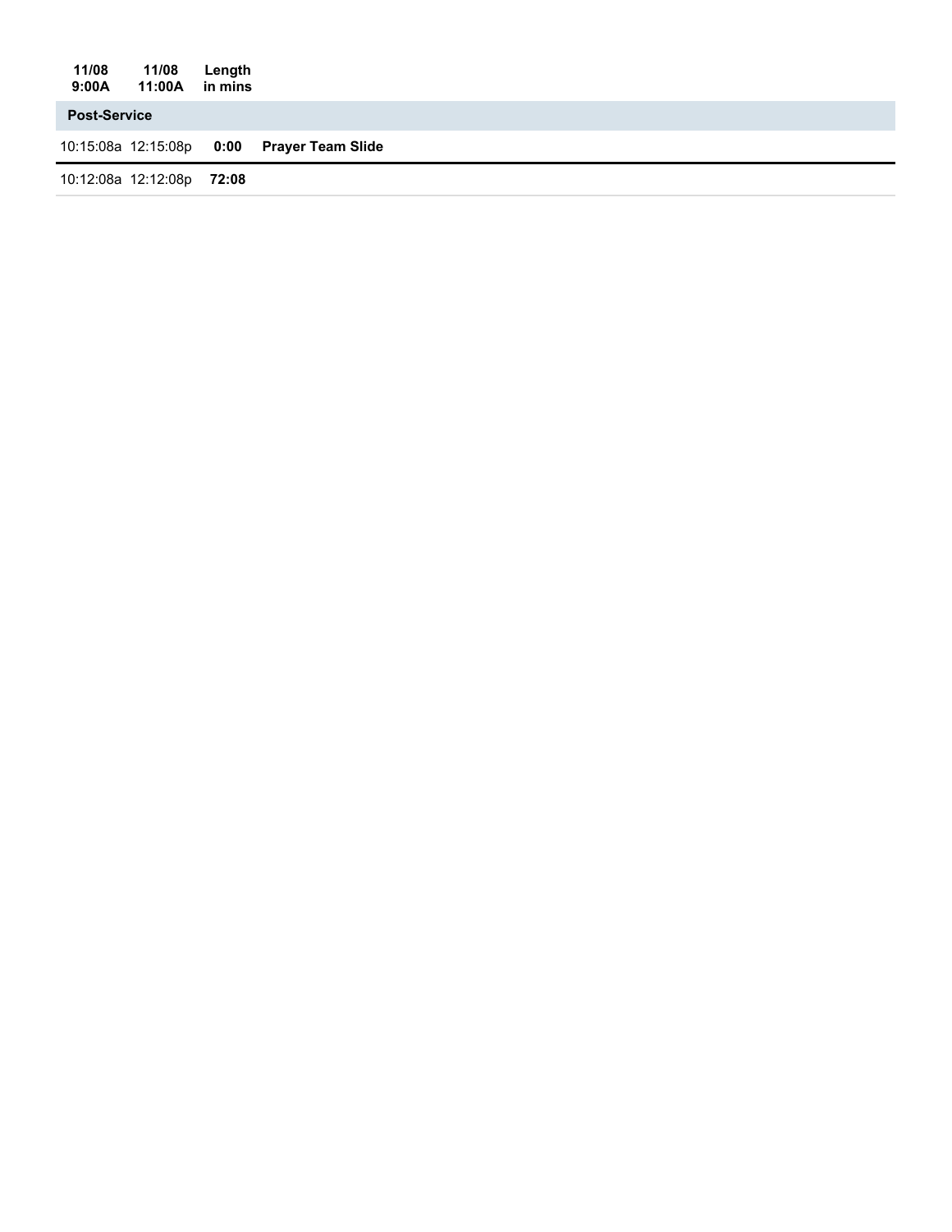| 11/08 9:00A | 11/08 11:00A | Length in mins | |
|---|---|---|---|
| **Post-Service** | | | |
| 10:15:08a | 12:15:08p | **0:00** | **Prayer Team Slide** |
| 10:12:08a | 12:12:08p | **72:08** | |